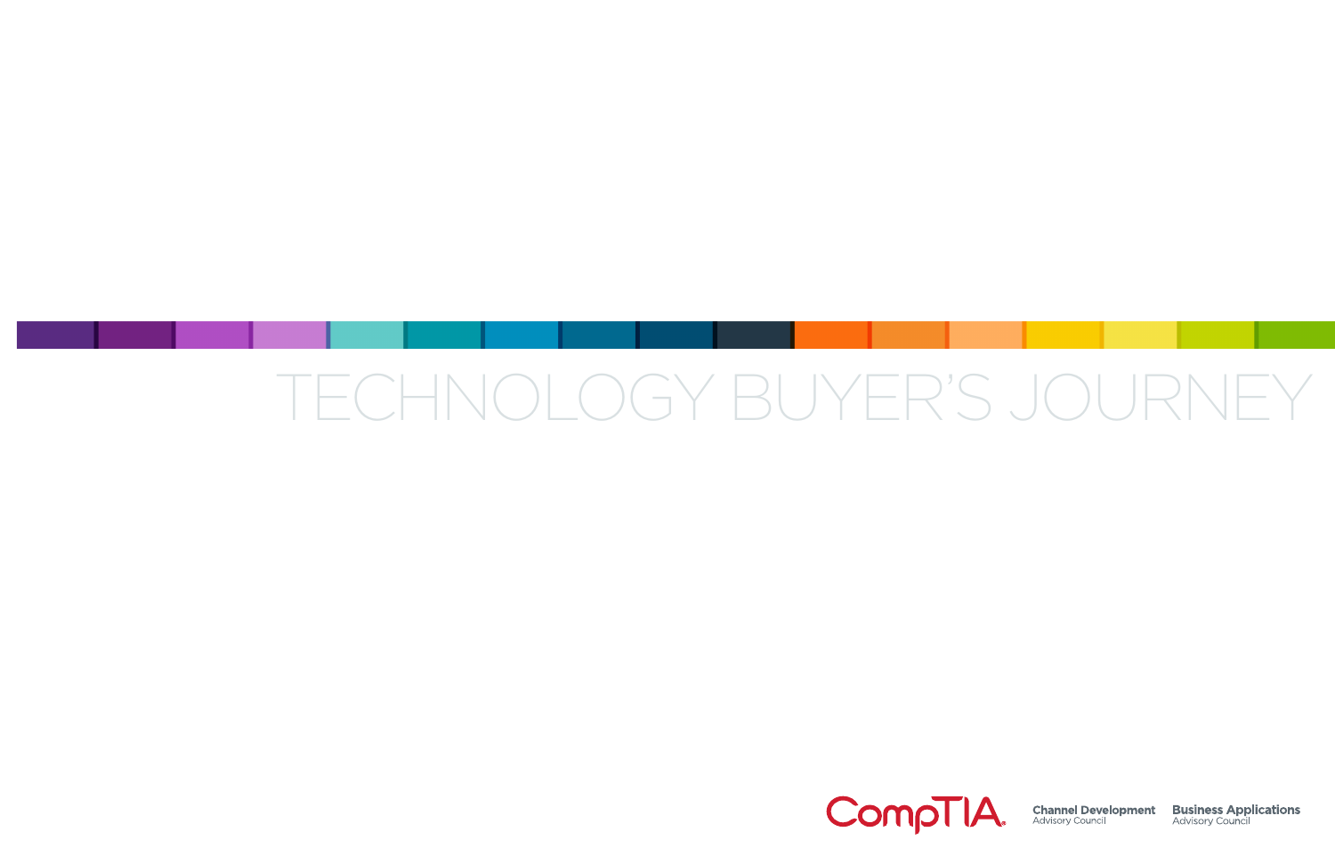# TECHNOLOGY BUYER'S JOURNEY

CompTIA

**Channel Development**
Advisory Council

**Business Applications**
Advisory Council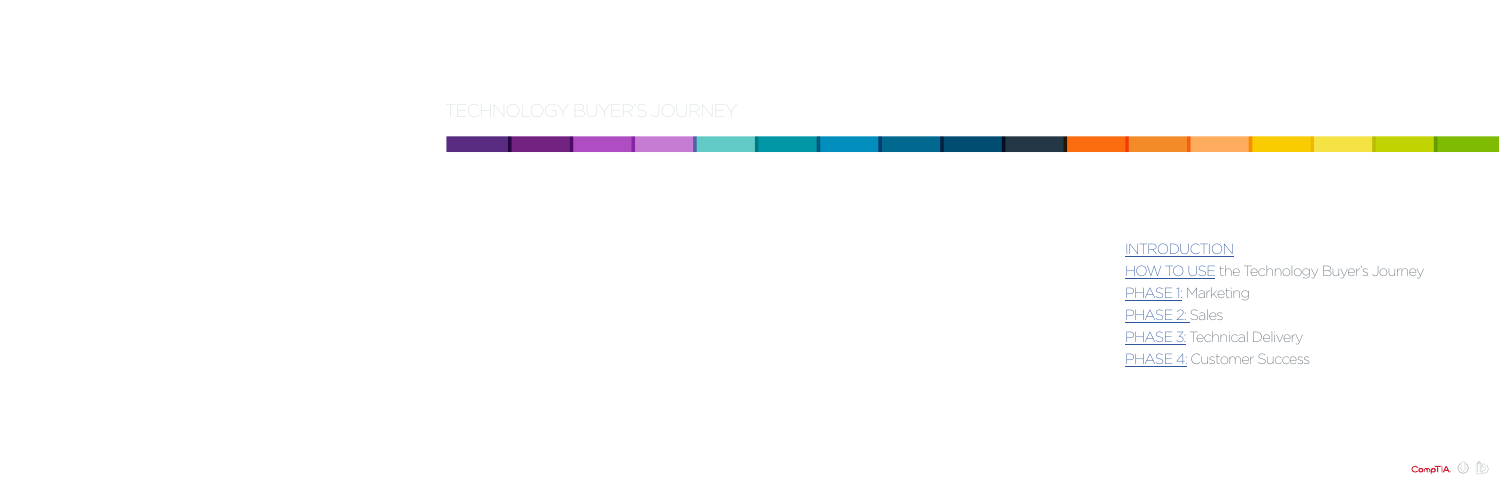# TECHNOLOGY BUYER'S JOURNEY

INTRODUCTION

HOW TO USE the Technology Buyer's Journey

PHASE 1: Marketing

PHASE 2: Sales

PHASE 3: Technical Delivery

PHASE 4: Customer Success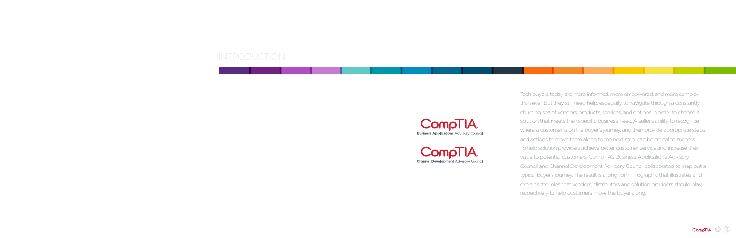# INTRODUCTION

CompTIA. **Business Applications** Advisory Council

CompTIA. **Channel Development** Advisory Council

Tech buyers today are more informed, more empowered, and more complex than ever. But they still need help, especially to navigate through a constantly churning sea of vendors, products, services, and options in order to choose a solution that meets their specific business need. A seller's ability to recognize where a customer is on the buyer's journey, and then provide appropriate steps and actions to move them along to the next step, can be critical to success. To help solution providers achieve better customer service and increase their value to potential customers, CompTIA's Business Applications Advisory Council and Channel Development Advisory Council collaborated to map out a typical buyer's journey. The result is a long-form infographic that illustrates and explains the roles that vendors, distributors and solution providers should play, respectively, to help customers move the buyer along.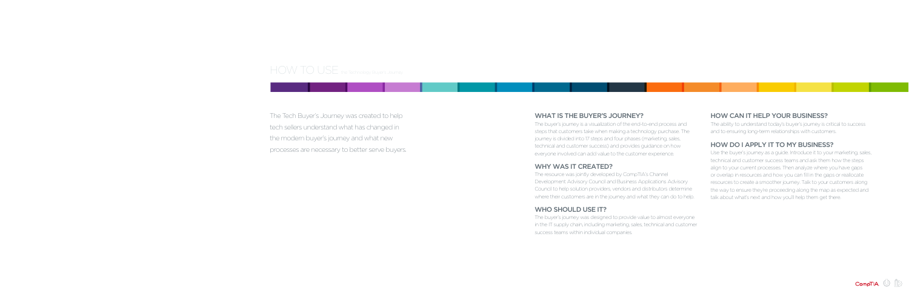# HOW TO USE the Technology Buyer's Journey

The Tech Buyer's Journey was created to help tech sellers understand what has changed in the modern buyer's journey and what new processes are necessary to better serve buyers.

## WHAT IS THE BUYER'S JOURNEY?

The buyer's journey is a visualization of the end-to-end process and steps that customers take when making a technology purchase. The journey is divided into 17 steps and four phases (marketing, sales, technical and customer success) and provides guidance on how everyone involved can add value to the customer experience.

## WHY WAS IT CREATED?

The resource was jointly developed by CompTIA's Channel Development Advisory Council and Business Applications Advisory Council to help solution providers, vendors and distributors determine where their customers are in the journey and what they can do to help.

## WHO SHOULD USE IT?

The buyer's journey was designed to provide value to almost everyone in the IT supply chain, including marketing, sales, technical and customer success teams within individual companies.

## HOW CAN IT HELP YOUR BUSINESS?

The ability to understand today's buyer's journey is critical to success and to ensuring long-term relationships with customers.

## HOW DO I APPLY IT TO MY BUSINESS?

Use the buyer's journey as a guide. Introduce it to your marketing, sales, technical and customer success teams and ask them how the steps align to your current processes. Then analyze where you have gaps or overlap in resources and how you can fill in the gaps or reallocate resources to create a smoother journey. Talk to your customers along the way to ensure they're proceeding along the map as expected and talk about what's next and how you'll help them get there.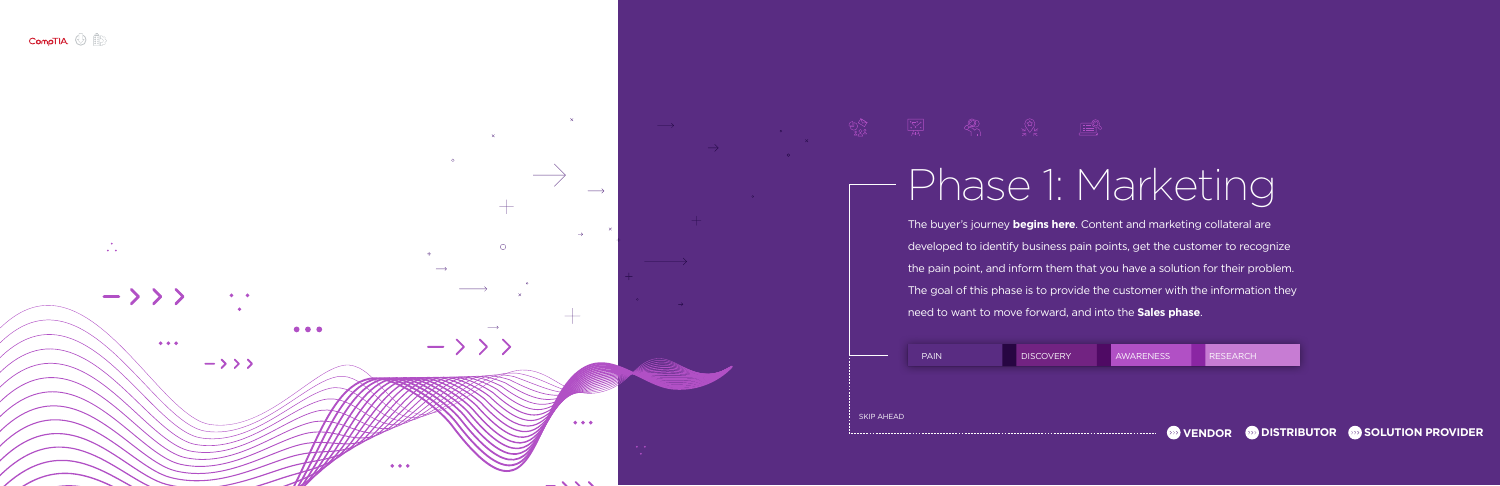# Phase 1: Marketing

The buyer's journey **begins here**. Content and marketing collateral are developed to identify business pain points, get the customer to recognize the pain point, and inform them that you have a solution for their problem. The goal of this phase is to provide the customer with the information they need to want to move forward, and into the **Sales phase**.

PAIN | DISCOVERY | AWARENESS | RESEARCH

SKIP AHEAD

**VENDOR** **DISTRIBUTOR** **SOLUTION PROVIDER**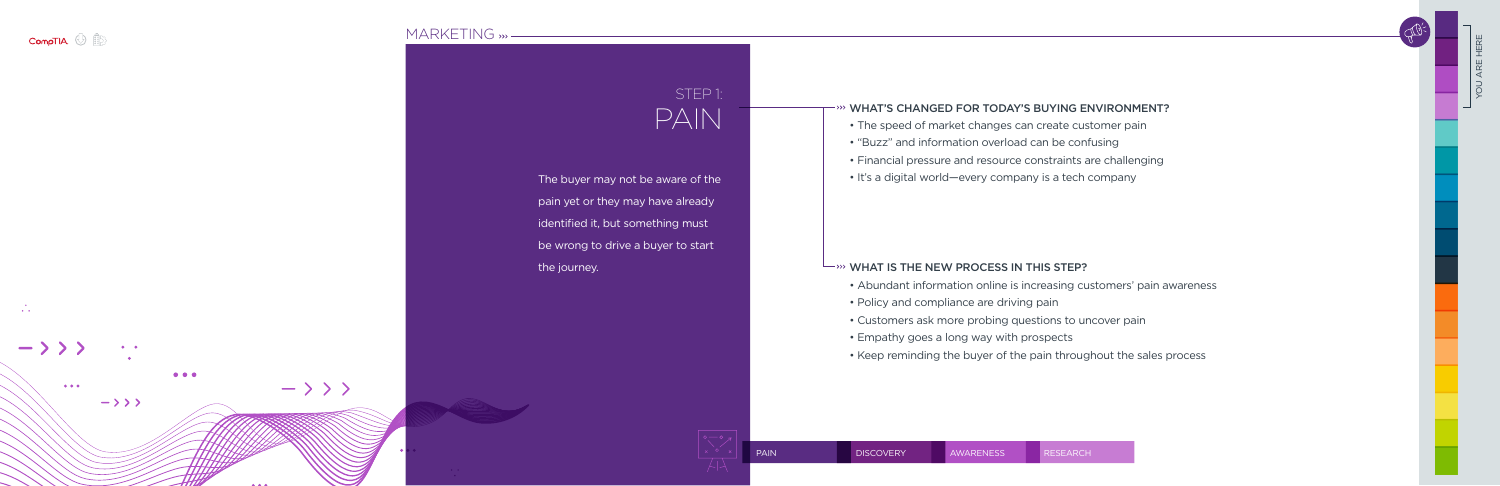# STEP 1: PAIN

The buyer may not be aware of the pain yet or they may have already identified it, but something must be wrong to drive a buyer to start the journey.

### WHAT'S CHANGED FOR TODAY'S BUYING ENVIRONMENT?

- The speed of market changes can create customer pain
- "Buzz" and information overload can be confusing
- Financial pressure and resource constraints are challenging
- It's a digital world—every company is a tech company

### WHAT IS THE NEW PROCESS IN THIS STEP?

- Abundant information online is increasing customers' pain awareness
- Policy and compliance are driving pain
- Customers ask more probing questions to uncover pain
- Empathy goes a long way with prospects
- Keep reminding the buyer of the pain throughout the sales process

PAIN | DISCOVERY | AWARENESS | RESEARCH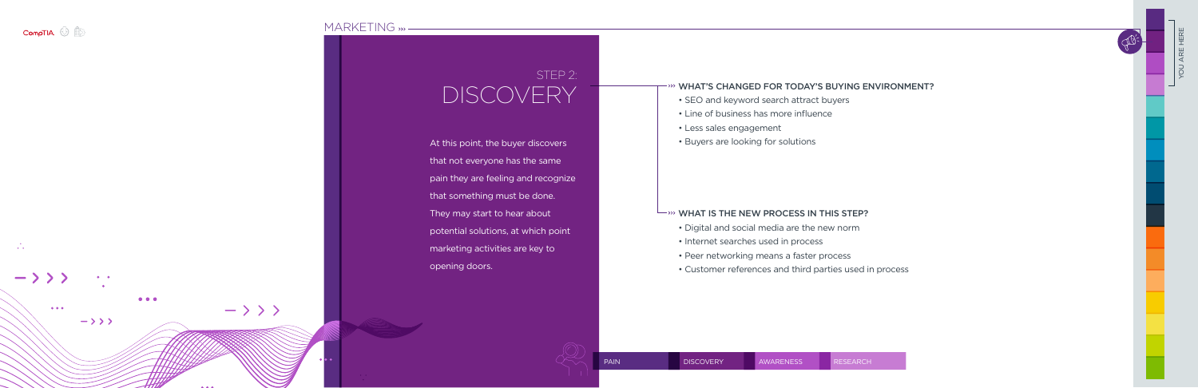# STEP 2: DISCOVERY

At this point, the buyer discovers that not everyone has the same pain they are feeling and recognize that something must be done. They may start to hear about potential solutions, at which point marketing activities are key to opening doors.

### WHAT'S CHANGED FOR TODAY'S BUYING ENVIRONMENT?

- SEO and keyword search attract buyers
- Line of business has more influence
- Less sales engagement
- Buyers are looking for solutions

### WHAT IS THE NEW PROCESS IN THIS STEP?

- Digital and social media are the new norm
- Internet searches used in process
- Peer networking means a faster process
- Customer references and third parties used in process

PAIN | DISCOVERY | AWARENESS | RESEARCH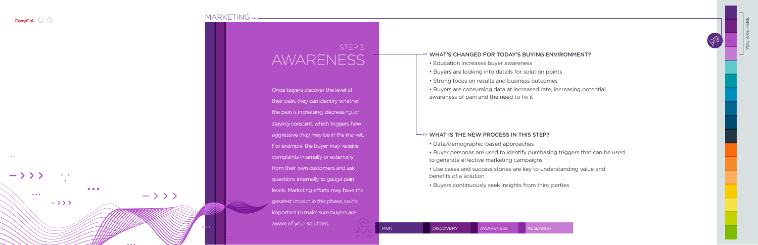## STEP 3:
# AWARENESS

Once buyers discover the level of their pain, they can identify whether the pain is increasing, decreasing, or staying constant, which triggers how aggressive they may be in the market. For example, the buyer may receive complaints internally or externally from their own customers and ask questions internally to gauge pain levels. Marketing efforts may have the greatest impact in this phase, so it's important to make sure buyers are aware of your solutions.

### WHAT'S CHANGED FOR TODAY'S BUYING ENVIRONMENT?

- Education increases buyer awareness
- Buyers are looking into details for solution points
- Strong focus on results and business outcomes
- Buyers are consuming data at increased rate, increasing potential awareness of pain and the need to fix it

### WHAT IS THE NEW PROCESS IN THIS STEP?

- Data/demographic-based approaches
- Buyer personas are used to identify purchasing triggers that can be used to generate effective marketing campaigns
- Use cases and success stories are key to understanding value and benefits of a solution
- Buyers continuously seek insights from third parties

PAIN | DISCOVERY | AWARENESS | RESEARCH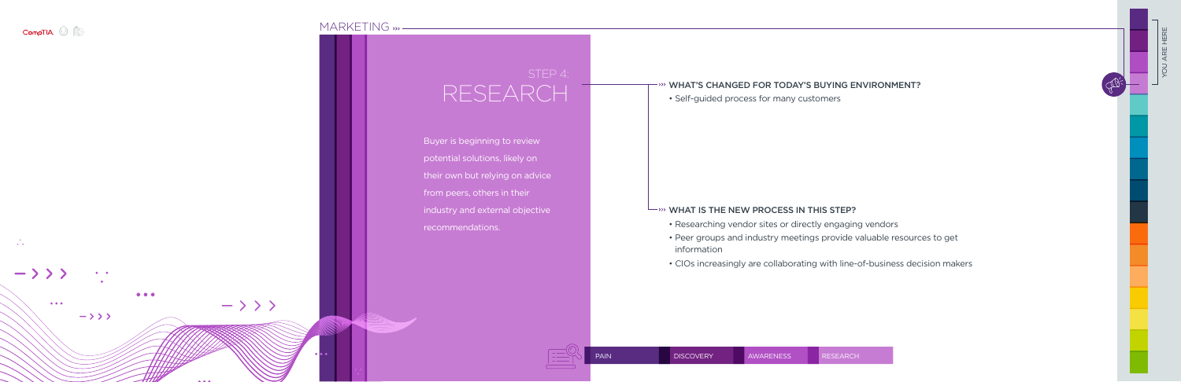## STEP 4:

# RESEARCH

Buyer is beginning to review potential solutions, likely on their own but relying on advice from peers, others in their industry and external objective recommendations.

### ››› WHAT'S CHANGED FOR TODAY'S BUYING ENVIRONMENT?

- Self-guided process for many customers

### ››› WHAT IS THE NEW PROCESS IN THIS STEP?

- Researching vendor sites or directly engaging vendors
- Peer groups and industry meetings provide valuable resources to get information
- CIOs increasingly are collaborating with line-of-business decision makers

PAIN | DISCOVERY | AWARENESS | RESEARCH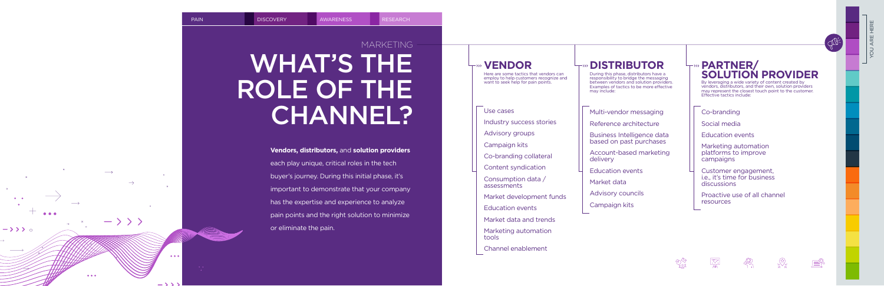PAIN | DISCOVERY | AWARENESS | RESEARCH

MARKETING

# WHAT'S THE ROLE OF THE CHANNEL?

**Vendors, distributors,** and **solution providers** each play unique, critical roles in the tech buyer's journey. During this initial phase, it's important to demonstrate that your company has the expertise and experience to analyze pain points and the right solution to minimize or eliminate the pain.

## VENDOR

Here are some tactics that vendors can employ to help customers recognize and want to seek help for pain points.

- Use cases
- Industry success stories
- Advisory groups
- Campaign kits
- Co-branding collateral
- Content syndication
- Consumption data / assessments
- Market development funds
- Education events
- Market data and trends
- Marketing automation tools
- Channel enablement

## DISTRIBUTOR

During this phase, distributors have a responsibility to bridge the messaging between vendors and solution providers. Examples of tactics to be more effective may include:

- Multi-vendor messaging
- Reference architecture
- Business Intelligence data based on past purchases
- Account-based marketing delivery
- Education events
- Market data
- Advisory councils
- Campaign kits

## PARTNER/ SOLUTION PROVIDER

By leveraging a wide variety of content created by venders, distributors, and their own, solution providers may represent the closest touch point to the customer. Effective tactics include:

- Co-branding
- Social media
- Education events
- Marketing automation platforms to improve campaigns
- Customer engagement, i.e., it's time for business discussions
- Proactive use of all channel resources

YOU ARE HERE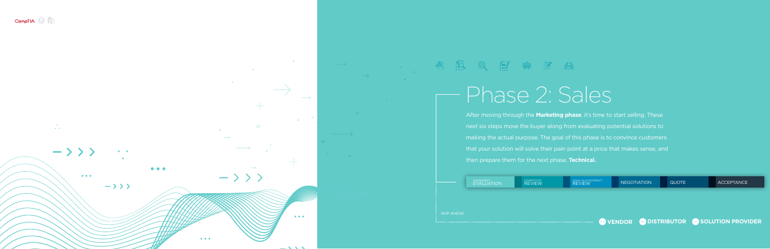# Phase 2: Sales

After moving through the **Marketing phase**, it's time to start selling. These next six steps move the buyer along from evaluating potential solutions to making the actual purpose. The goal of this phase is to convince customers that your solution will solve their pain point at a price that makes sense, and then prepare them for the next phase, **Technical.**

| ASSESSMENT + EVALUATION | COMPETITIVE REVIEW | LEGAL/SLA/CONTRACT REVIEW | NEGOTIATION | QUOTE | ACCEPTANCE |
|---|---|---|---|---|---|

SKIP AHEAD

**VENDOR** **DISTRIBUTOR** **SOLUTION PROVIDER**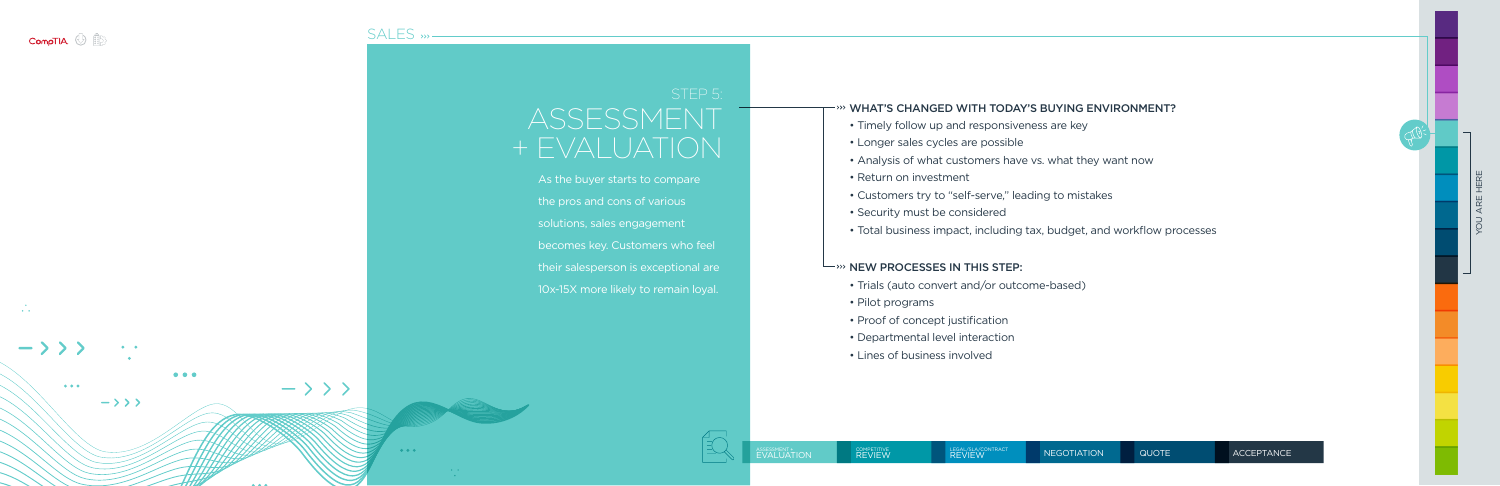# STEP 5: ASSESSMENT + EVALUATION

As the buyer starts to compare the pros and cons of various solutions, sales engagement becomes key. Customers who feel their salesperson is exceptional are 10x-15X more likely to remain loyal.

### WHAT'S CHANGED WITH TODAY'S BUYING ENVIRONMENT?

- Timely follow up and responsiveness are key
- Longer sales cycles are possible
- Analysis of what customers have vs. what they want now
- Return on investment
- Customers try to "self-serve," leading to mistakes
- Security must be considered
- Total business impact, including tax, budget, and workflow processes

### NEW PROCESSES IN THIS STEP:

- Trials (auto convert and/or outcome-based)
- Pilot programs
- Proof of concept justification
- Departmental level interaction
- Lines of business involved

ASSESSMENT + EVALUATION | COMPETITIVE REVIEW | LEGAL/SLA/CONTRACT REVIEW | NEGOTIATION | QUOTE | ACCEPTANCE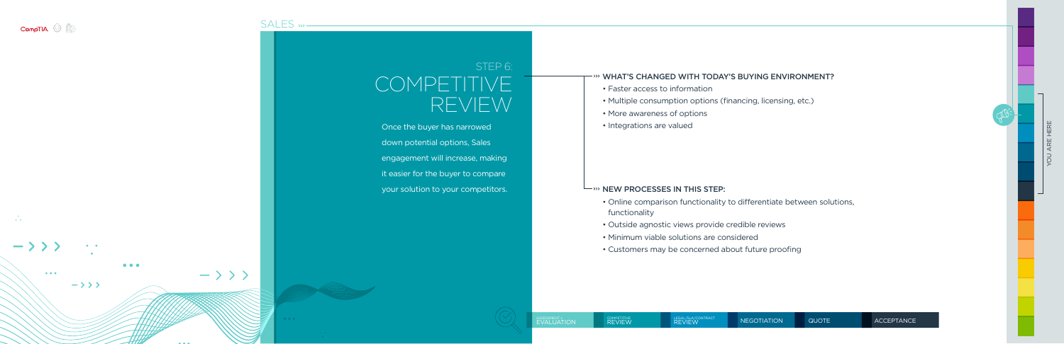# STEP 6: COMPETITIVE REVIEW

Once the buyer has narrowed down potential options, Sales engagement will increase, making it easier for the buyer to compare your solution to your competitors.

### WHAT'S CHANGED WITH TODAY'S BUYING ENVIRONMENT?

- Faster access to information
- Multiple consumption options (financing, licensing, etc.)
- More awareness of options
- Integrations are valued

### NEW PROCESSES IN THIS STEP:

- Online comparison functionality to differentiate between solutions, functionality
- Outside agnostic views provide credible reviews
- Minimum viable solutions are considered
- Customers may be concerned about future proofing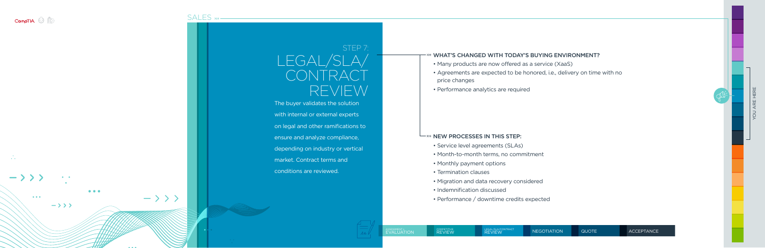# STEP 7: LEGAL/SLA/ CONTRACT REVIEW

The buyer validates the solution with internal or external experts on legal and other ramifications to ensure and analyze compliance, depending on industry or vertical market. Contract terms and conditions are reviewed.

### ››› WHAT'S CHANGED WITH TODAY'S BUYING ENVIRONMENT?

- Many products are now offered as a service (XaaS)
- Agreements are expected to be honored, i.e., delivery on time with no price changes
- Performance analytics are required

### ››› NEW PROCESSES IN THIS STEP:

- Service level agreements (SLAs)
- Month-to-month terms, no commitment
- Monthly payment options
- Termination clauses
- Migration and data recovery considered
- Indemnification discussed
- Performance / downtime credits expected

ASSESSMENT + EVALUATION | COMPETITIVE REVIEW | LEGAL/SLA/CONTRACT REVIEW | NEGOTIATION | QUOTE | ACCEPTANCE

YOU ARE HERE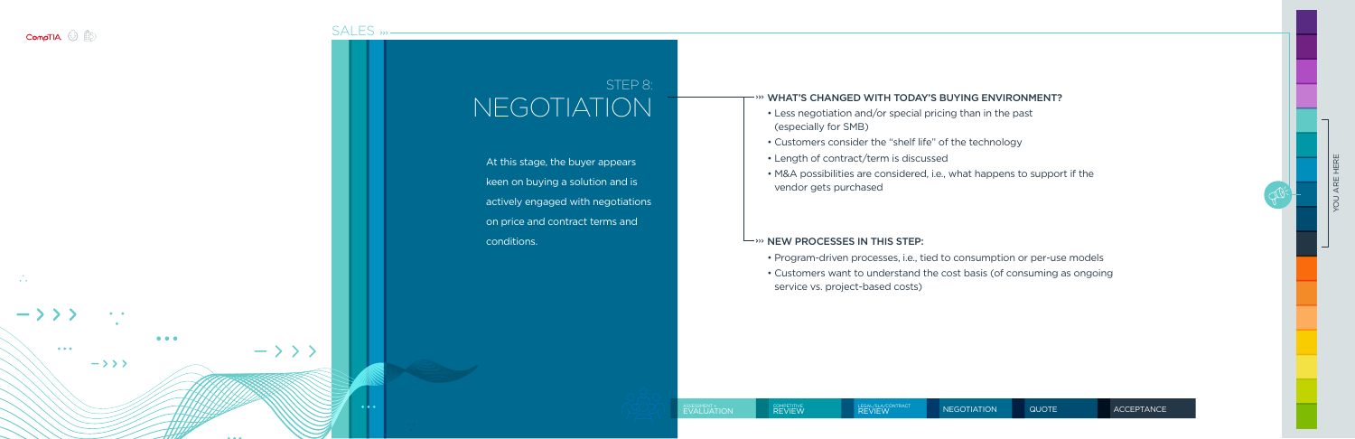# STEP 8: NEGOTIATION

At this stage, the buyer appears keen on buying a solution and is actively engaged with negotiations on price and contract terms and conditions.

### ››› WHAT'S CHANGED WITH TODAY'S BUYING ENVIRONMENT?

- Less negotiation and/or special pricing than in the past (especially for SMB)
- Customers consider the "shelf life" of the technology
- Length of contract/term is discussed
- M&A possibilities are considered, i.e., what happens to support if the vendor gets purchased

### ››› NEW PROCESSES IN THIS STEP:

- Program-driven processes, i.e., tied to consumption or per-use models
- Customers want to understand the cost basis (of consuming as ongoing service vs. project-based costs)

ASSESSMENT + EVALUATION | COMPETITIVE REVIEW | LEGAL/SLA/CONTRACT REVIEW | NEGOTIATION | QUOTE | ACCEPTANCE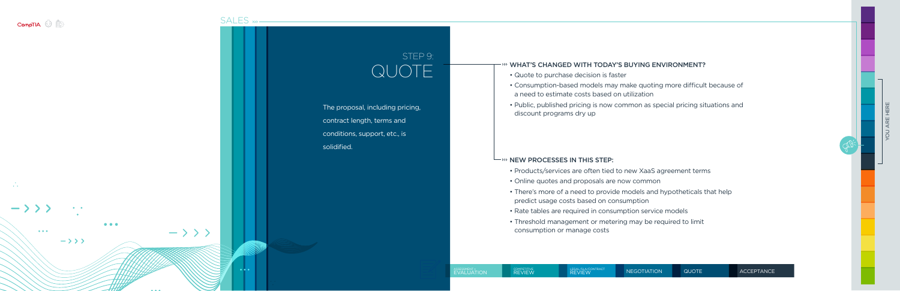# STEP 9: QUOTE

The proposal, including pricing, contract length, terms and conditions, support, etc., is solidified.

## WHAT'S CHANGED WITH TODAY'S BUYING ENVIRONMENT?

- Quote to purchase decision is faster
- Consumption-based models may make quoting more difficult because of a need to estimate costs based on utilization
- Public, published pricing is now common as special pricing situations and discount programs dry up

## NEW PROCESSES IN THIS STEP:

- Products/services are often tied to new XaaS agreement terms
- Online quotes and proposals are now common
- There's more of a need to provide models and hypotheticals that help predict usage costs based on consumption
- Rate tables are required in consumption service models
- Threshold management or metering may be required to limit consumption or manage costs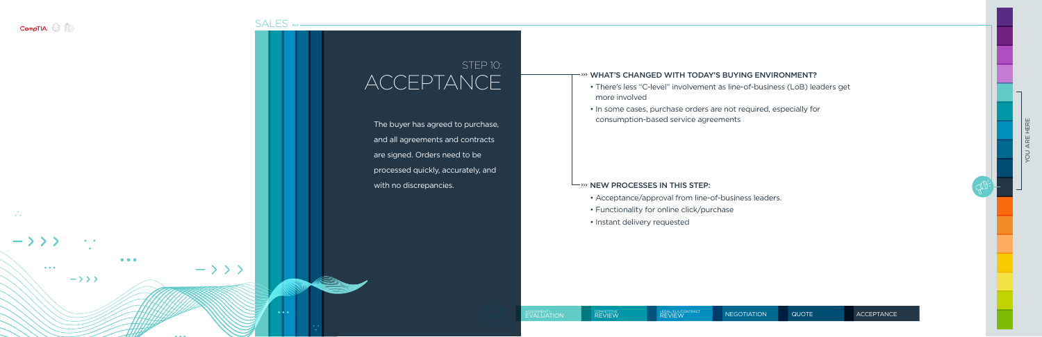SALES

## STEP 10: ACCEPTANCE

The buyer has agreed to purchase, and all agreements and contracts are signed. Orders need to be processed quickly, accurately, and with no discrepancies.

### WHAT'S CHANGED WITH TODAY'S BUYING ENVIRONMENT?

- There's less "C-level" involvement as line-of-business (LoB) leaders get more involved
- In some cases, purchase orders are not required, especially for consumption-based service agreements

### NEW PROCESSES IN THIS STEP:

- Acceptance/approval from line-of-business leaders.
- Functionality for online click/purchase
- Instant delivery requested

ASSESSMENT + EVALUATION | COMPETITIVE REVIEW | LEGAL/SLA/CONTRACT REVIEW | NEGOTIATION | QUOTE | ACCEPTANCE

YOU ARE HERE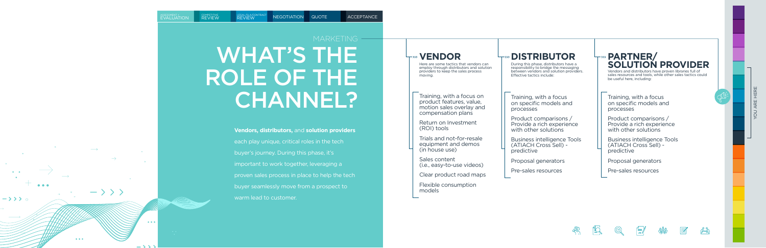MARKETING

# WHAT'S THE ROLE OF THE CHANNEL?

**Vendors, distributors,** and **solution providers** each play unique, critical roles in the tech buyer's journey. During this phase, it's important to work together, leveraging a proven sales process in place to help the tech buyer seamlessly move from a prospect to warm lead to customer.

## VENDOR

Here are some tactics that vendors can employ through distributors and solution providers to keep the sales process moving.

- Training, with a focus on product features, value, motion sales overlay and compensation plans
- Return on Investment (ROI) tools
- Trials and not-for-resale equipment and demos (in house use)
- Sales content (i.e., easy-to-use videos)
- Clear product road maps
- Flexible consumption models

## DISTRIBUTOR

During this phase, distributors have a responsibility to bridge the messaging between vendors and solution providers. Effective tactics include:

- Training, with a focus on specific models and processes
- Product comparisons / Provide a rich experience with other solutions
- Business intelligence Tools (ATIACH Cross Sell) - predictive
- Proposal generators
- Pre-sales resources

## PARTNER/ SOLUTION PROVIDER

Vendors and distributors have proven libraries full of sales resources and tools, while other sales tactics could be useful here, including:

- Training, with a focus on specific models and processes
- Product comparisons / Provide a rich experience with other solutions
- Business intelligence Tools (ATIACH Cross Sell) - predictive
- Proposal generators
- Pre-sales resources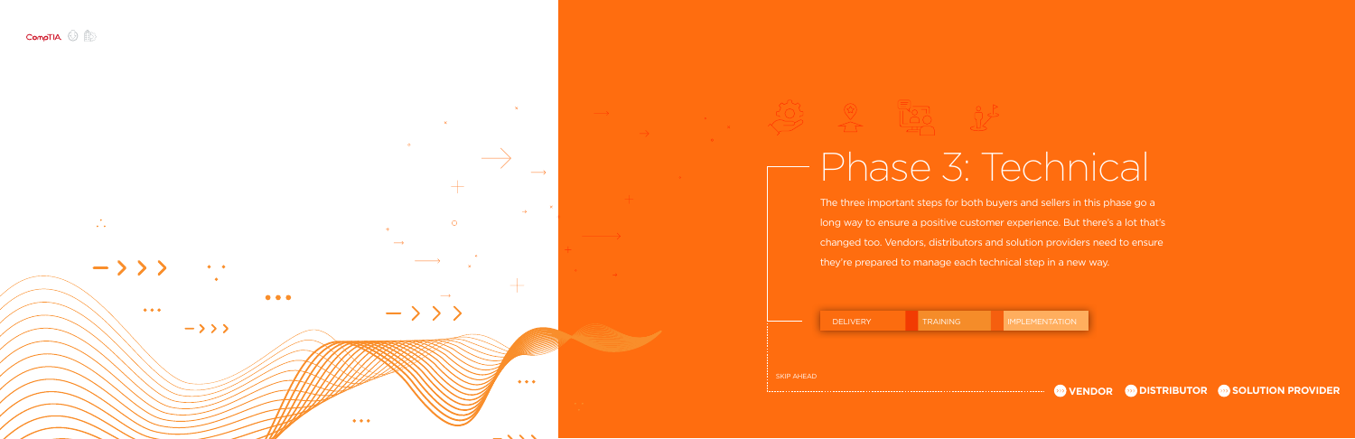# Phase 3: Technical

The three important steps for both buyers and sellers in this phase go a long way to ensure a positive customer experience. But there's a lot that's changed too. Vendors, distributors and solution providers need to ensure they're prepared to manage each technical step in a new way.

DELIVERY | TRAINING | IMPLEMENTATION

SKIP AHEAD

**VENDOR** **DISTRIBUTOR** **SOLUTION PROVIDER**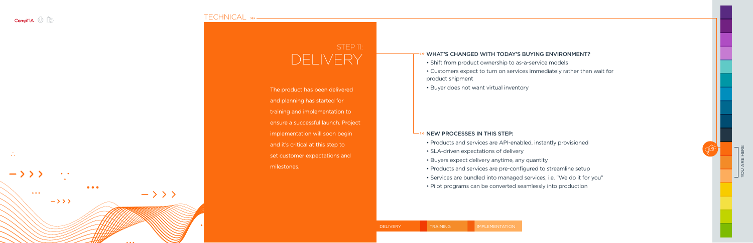# STEP 11: DELIVERY

The product has been delivered and planning has started for training and implementation to ensure a successful launch. Project implementation will soon begin and it's critical at this step to set customer expectations and milestones.

## WHAT'S CHANGED WITH TODAY'S BUYING ENVIRONMENT?

- Shift from product ownership to as-a-service models
- Customers expect to turn on services immediately rather than wait for product shipment
- Buyer does not want virtual inventory

## NEW PROCESSES IN THIS STEP:

- Products and services are API-enabled, instantly provisioned
- SLA-driven expectations of delivery
- Buyers expect delivery anytime, any quantity
- Products and services are pre-configured to streamline setup
- Services are bundled into managed services, i.e. "We do it for you"
- Pilot programs can be converted seamlessly into production

DELIVERY | TRAINING | IMPLEMENTATION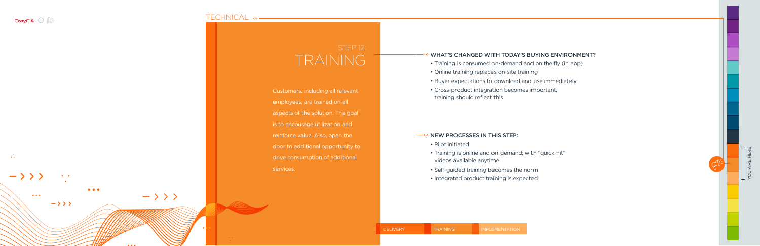TECHNICAL

# STEP 12: TRAINING

Customers, including all relevant employees, are trained on all aspects of the solution. The goal is to encourage utilization and reinforce value. Also, open the door to additional opportunity to drive consumption of additional services.

### WHAT'S CHANGED WITH TODAY'S BUYING ENVIRONMENT?

- Training is consumed on-demand and on the fly (in app)
- Online training replaces on-site training
- Buyer expectations to download and use immediately
- Cross-product integration becomes important, training should reflect this

### NEW PROCESSES IN THIS STEP:

- Pilot initiated
- Training is online and on-demand; with "quick-hit" videos available anytime
- Self-guided training becomes the norm
- Integrated product training is expected

DELIVERY | TRAINING | IMPLEMENTATION

YOU ARE HERE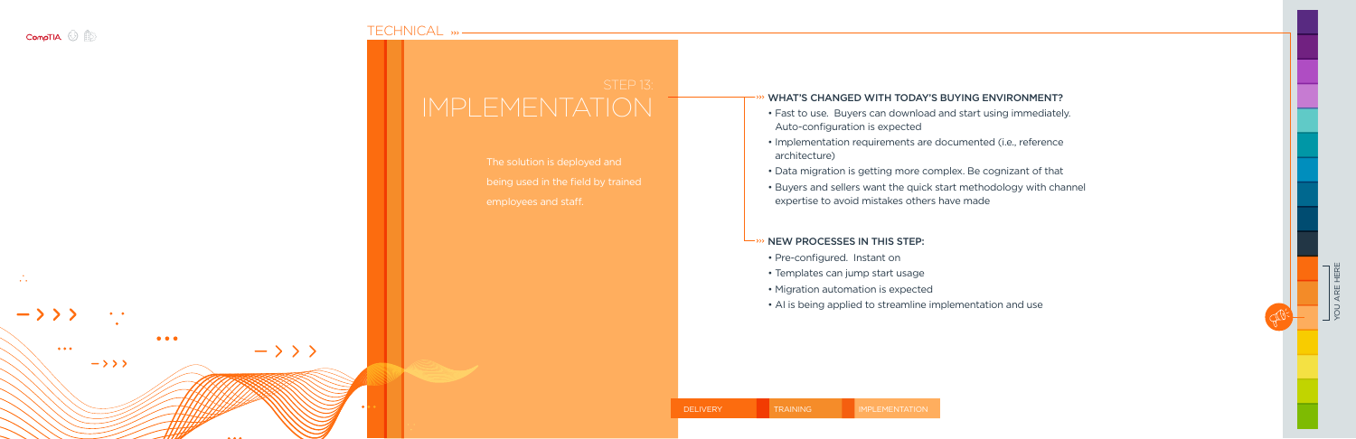## TECHNICAL

# STEP 13: IMPLEMENTATION

The solution is deployed and being used in the field by trained employees and staff.

### WHAT'S CHANGED WITH TODAY'S BUYING ENVIRONMENT?

- Fast to use. Buyers can download and start using immediately. Auto-configuration is expected
- Implementation requirements are documented (i.e., reference architecture)
- Data migration is getting more complex. Be cognizant of that
- Buyers and sellers want the quick start methodology with channel expertise to avoid mistakes others have made

### NEW PROCESSES IN THIS STEP:

- Pre-configured. Instant on
- Templates can jump start usage
- Migration automation is expected
- AI is being applied to streamline implementation and use

DELIVERY | TRAINING | IMPLEMENTATION

YOU ARE HERE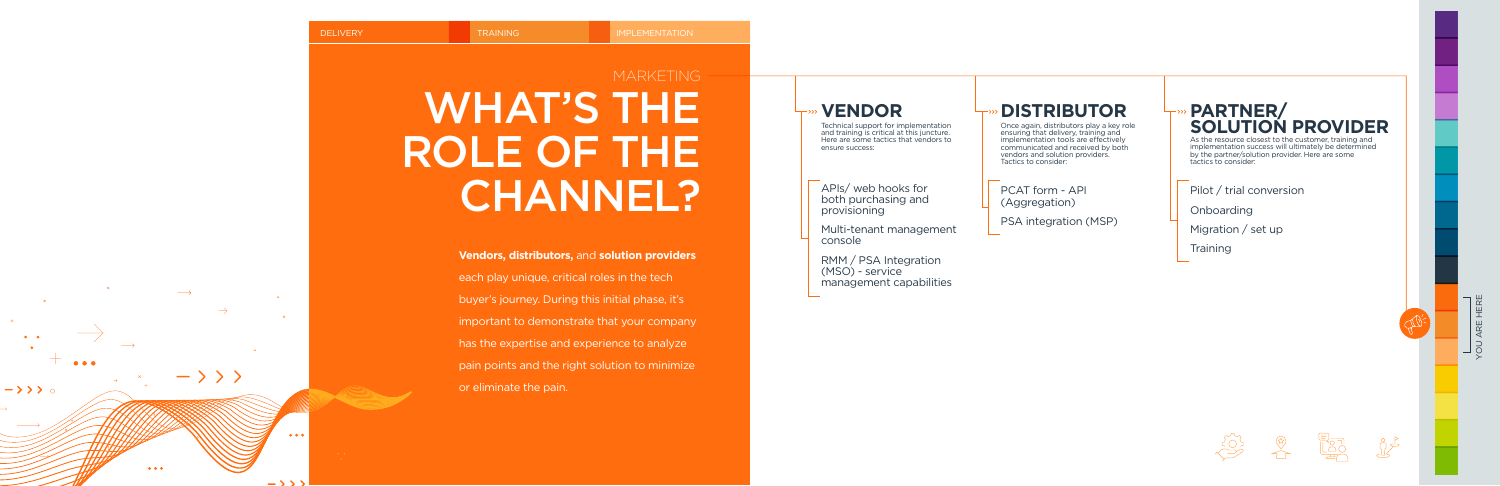MARKETING

# WHAT'S THE ROLE OF THE CHANNEL?

**Vendors, distributors,** and **solution providers** each play unique, critical roles in the tech buyer's journey. During this initial phase, it's important to demonstrate that your company has the expertise and experience to analyze pain points and the right solution to minimize or eliminate the pain.

## VENDOR

Technical support for implementation and training is critical at this juncture. Here are some tactics that vendors to ensure success:

- APIs/ web hooks for both purchasing and provisioning
- Multi-tenant management console
- RMM / PSA Integration (MSO) - service management capabilities

## DISTRIBUTOR

Once again, distributors play a key role ensuring that delivery, training and implementation tools are effectively communicated and received by both vendors and solution providers. Tactics to consider:

- PCAT form - API (Aggregation)
- PSA integration (MSP)

## PARTNER/ SOLUTION PROVIDER

As the resource closest to the customer, training and implementation success will ultimately be determined by the partner/solution provider. Here are some tactics to consider:

- Pilot / trial conversion
- Onboarding
- Migration / set up
- Training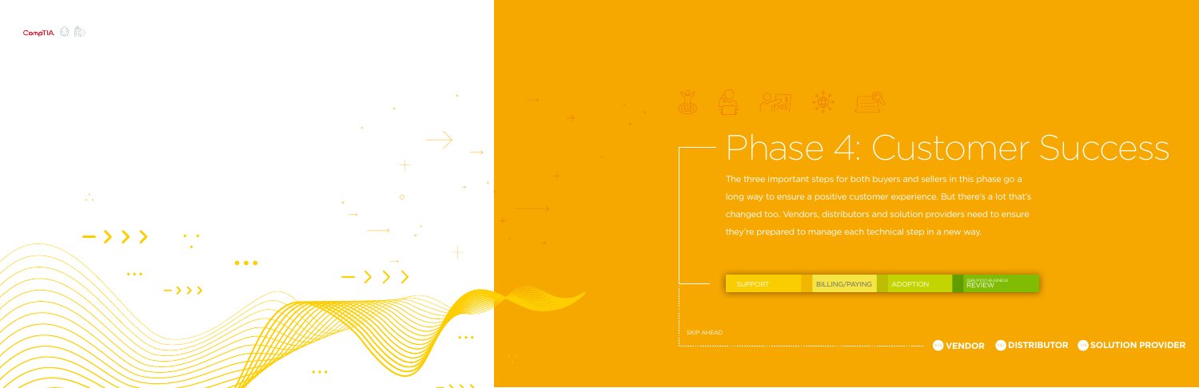# Phase 4: Customer Success

The three important steps for both buyers and sellers in this phase go a long way to ensure a positive customer experience. But there's a lot that's changed too. Vendors, distributors and solution providers need to ensure they're prepared to manage each technical step in a new way.

SUPPORT | BILLING/PAYING | ADOPTION | QBR/POST-BUSINESS REVIEW

SKIP AHEAD

VENDOR | DISTRIBUTOR | SOLUTION PROVIDER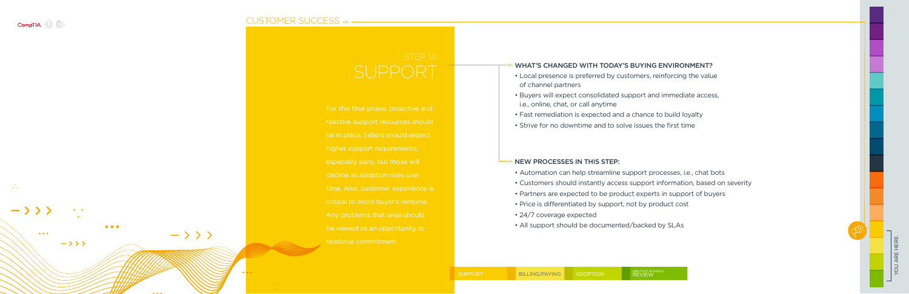# STEP 14: SUPPORT

For this final phase, proactive and reactive support resources should be in place. Sellers should expect higher support requirements, especially early, but those will decline as adoption rises over time. Also, customer experience is critical to avoid buyer's remorse. Any problems that arise should be viewed as an opportunity to reinforce commitment.

## WHAT'S CHANGED WITH TODAY'S BUYING ENVIRONMENT?

- Local presence is preferred by customers, reinforcing the value of channel partners
- Buyers will expect consolidated support and immediate access, i.e., online, chat, or call anytime
- Fast remediation is expected and a chance to build loyalty
- Strive for no downtime and to solve issues the first time

## NEW PROCESSES IN THIS STEP:

- Automation can help streamline support processes, i.e., chat bots
- Customers should instantly access support information, based on severity
- Partners are expected to be product experts in support of buyers
- Price is differentiated by support, not by product cost
- 24/7 coverage expected
- All support should be documented/backed by SLAs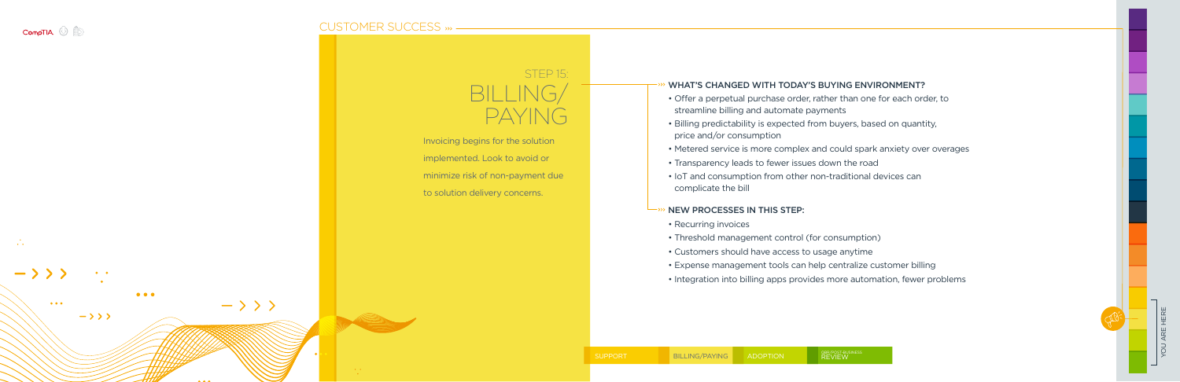# STEP 15: BILLING/ PAYING

Invoicing begins for the solution implemented. Look to avoid or minimize risk of non-payment due to solution delivery concerns.

## WHAT'S CHANGED WITH TODAY'S BUYING ENVIRONMENT?

- Offer a perpetual purchase order, rather than one for each order, to streamline billing and automate payments
- Billing predictability is expected from buyers, based on quantity, price and/or consumption
- Metered service is more complex and could spark anxiety over overages
- Transparency leads to fewer issues down the road
- IoT and consumption from other non-traditional devices can complicate the bill

## NEW PROCESSES IN THIS STEP:

- Recurring invoices
- Threshold management control (for consumption)
- Customers should have access to usage anytime
- Expense management tools can help centralize customer billing
- Integration into billing apps provides more automation, fewer problems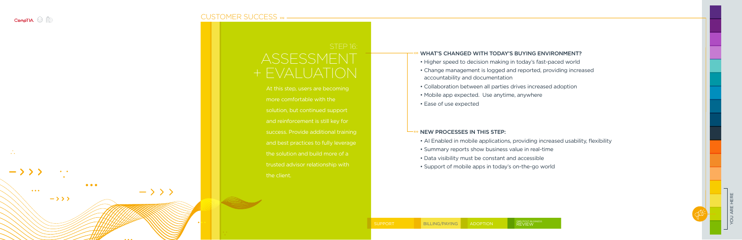# STEP 16: ASSESSMENT + EVALUATION

At this step, users are becoming more comfortable with the solution, but continued support and reinforcement is still key for success. Provide additional training and best practices to fully leverage the solution and build more of a trusted advisor relationship with the client.

### WHAT'S CHANGED WITH TODAY'S BUYING ENVIRONMENT?

- Higher speed to decision making in today's fast-paced world
- Change management is logged and reported, providing increased accountability and documentation
- Collaboration between all parties drives increased adoption
- Mobile app expected. Use anytime, anywhere
- Ease of use expected

### NEW PROCESSES IN THIS STEP:

- AI Enabled in mobile applications, providing increased usability, flexibility
- Summary reports show business value in real-time
- Data visibility must be constant and accessible
- Support of mobile apps in today's on-the-go world

SUPPORT | BILLING/PAYING | ADOPTION | QBR/POST BUSINESS REVIEW

YOU ARE HERE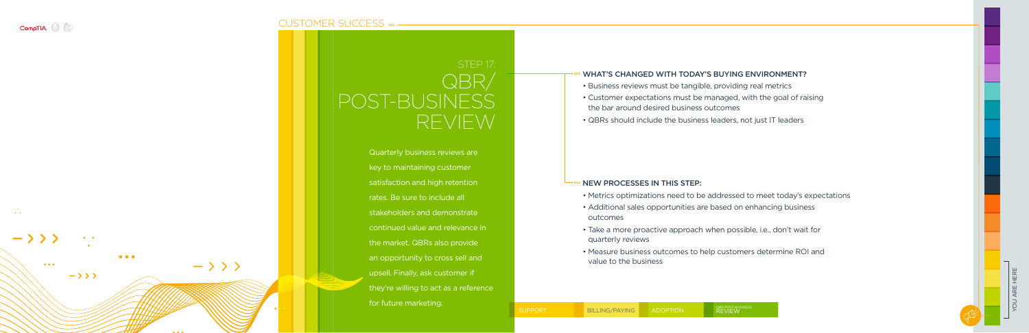# STEP 17: QBR/ POST-BUSINESS REVIEW

Quarterly business reviews are key to maintaining customer satisfaction and high retention rates. Be sure to include all stakeholders and demonstrate continued value and relevance in the market. QBRs also provide an opportunity to cross sell and upsell. Finally, ask customer if they're willing to act as a reference for future marketing.

## WHAT'S CHANGED WITH TODAY'S BUYING ENVIRONMENT?

- Business reviews must be tangible, providing real metrics
- Customer expectations must be managed, with the goal of raising the bar around desired business outcomes
- QBRs should include the business leaders, not just IT leaders

## NEW PROCESSES IN THIS STEP:

- Metrics optimizations need to be addressed to meet today's expectations
- Additional sales opportunities are based on enhancing business outcomes
- Take a more proactive approach when possible, i.e., don't wait for quarterly reviews
- Measure business outcomes to help customers determine ROI and value to the business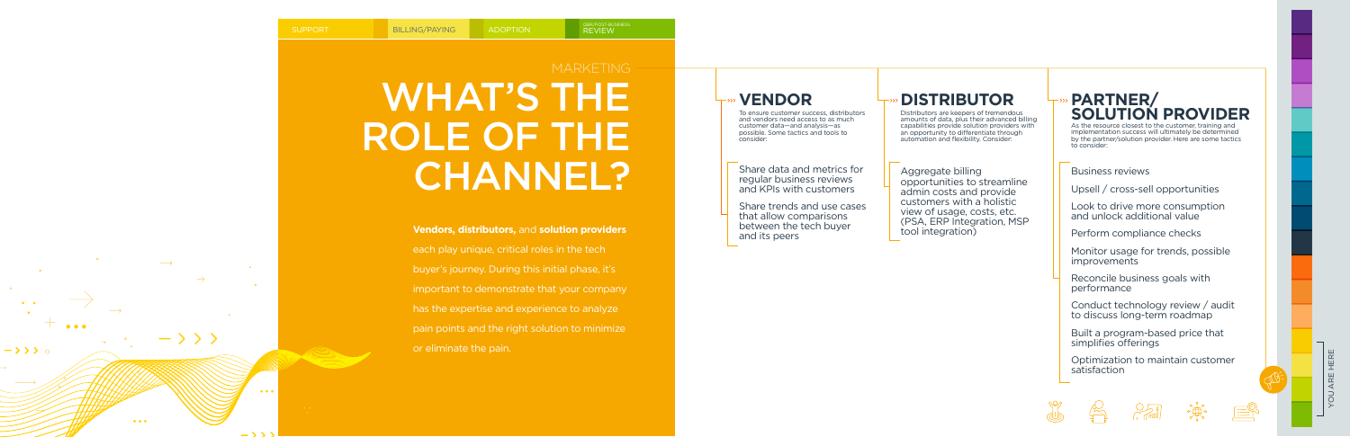SUPPORT | BILLING/PAYING | ADOPTION | QBR/POST-BUSINESS REVIEW

MARKETING

# WHAT'S THE ROLE OF THE CHANNEL?

**Vendors, distributors,** and **solution providers** each play unique, critical roles in the tech buyer's journey. During this initial phase, it's important to demonstrate that your company has the expertise and experience to analyze pain points and the right solution to minimize or eliminate the pain.

## VENDOR

To ensure customer success, distributors and vendors need access to as much customer data—and analysis—as possible. Some tactics and tools to consider:

- Share data and metrics for regular business reviews and KPIs with customers
- Share trends and use cases that allow comparisons between the tech buyer and its peers

## DISTRIBUTOR

Distributors are keepers of tremendous amounts of data, plus their advanced billing capabilities provide solution providers with an opportunity to differentiate through automation and flexibility. Consider:

- Aggregate billing opportunities to streamline admin costs and provide customers with a holistic view of usage, costs, etc. (PSA, ERP Integration, MSP tool integration)

## PARTNER/ SOLUTION PROVIDER

As the resource closest to the customer, training and implementation success will ultimately be determined by the partner/solution provider. Here are some tactics to consider:

- Business reviews
- Upsell / cross-sell opportunities
- Look to drive more consumption and unlock additional value
- Perform compliance checks
- Monitor usage for trends, possible improvements
- Reconcile business goals with performance
- Conduct technology review / audit to discuss long-term roadmap
- Built a program-based price that simplifies offerings
- Optimization to maintain customer satisfaction

YOU ARE HERE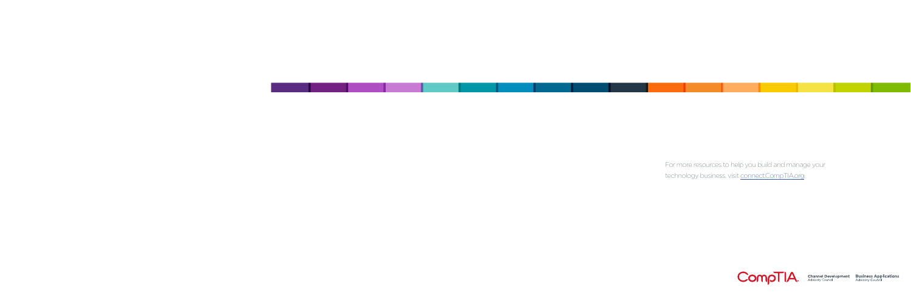For more resources to help you build and manage your technology business, visit connect.CompTIA.org.

CompTIA.

Channel Development
Advisory Council

Business Applications
Advisory Council